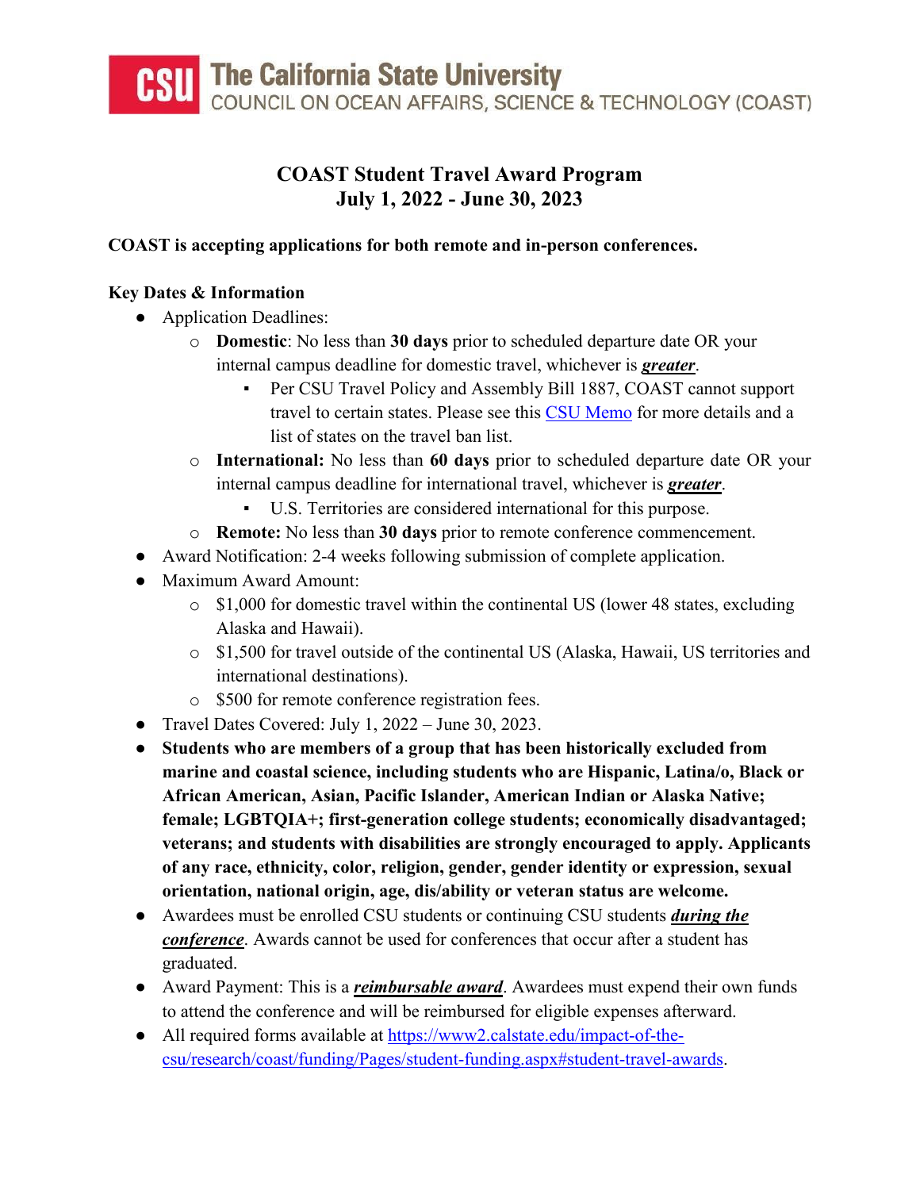**The California State University**
COUNCIL ON OCEAN AFFAIRS, SCIENCE & TECHNOLOGY (COAST)

# COAST Student Travel Award Program
## July 1, 2022 - June 30, 2023

**COAST is accepting applications for both remote and in-person conferences.**

**Key Dates & Information**

- Application Deadlines:
  - **Domestic**: No less than **30 days** prior to scheduled departure date OR your internal campus deadline for domestic travel, whichever is ***greater***.
    - Per CSU Travel Policy and Assembly Bill 1887, COAST cannot support travel to certain states. Please see this [CSU Memo]() for more details and a list of states on the travel ban list.
  - **International:** No less than **60 days** prior to scheduled departure date OR your internal campus deadline for international travel, whichever is ***greater***.
    - U.S. Territories are considered international for this purpose.
  - **Remote:** No less than **30 days** prior to remote conference commencement.
- Award Notification: 2-4 weeks following submission of complete application.
- Maximum Award Amount:
  - $1,000 for domestic travel within the continental US (lower 48 states, excluding Alaska and Hawaii).
  - $1,500 for travel outside of the continental US (Alaska, Hawaii, US territories and international destinations).
  - $500 for remote conference registration fees.
- Travel Dates Covered: July 1, 2022 – June 30, 2023.
- **Students who are members of a group that has been historically excluded from marine and coastal science, including students who are Hispanic, Latina/o, Black or African American, Asian, Pacific Islander, American Indian or Alaska Native; female; LGBTQIA+; first-generation college students; economically disadvantaged; veterans; and students with disabilities are strongly encouraged to apply. Applicants of any race, ethnicity, color, religion, gender, gender identity or expression, sexual orientation, national origin, age, dis/ability or veteran status are welcome.**
- Awardees must be enrolled CSU students or continuing CSU students ***during the conference***. Awards cannot be used for conferences that occur after a student has graduated.
- Award Payment: This is a ***reimbursable award***. Awardees must expend their own funds to attend the conference and will be reimbursed for eligible expenses afterward.
- All required forms available at [https://www2.calstate.edu/impact-of-the-csu/research/coast/funding/Pages/student-funding.aspx#student-travel-awards](https://www2.calstate.edu/impact-of-the-csu/research/coast/funding/Pages/student-funding.aspx#student-travel-awards).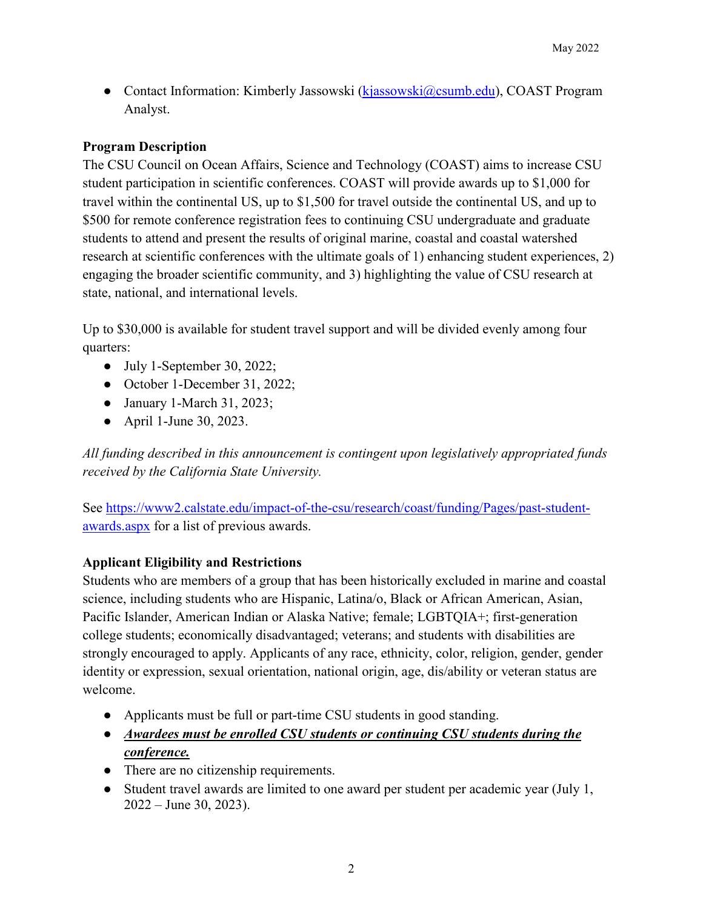- Contact Information: Kimberly Jassowski (kjassowski@csumb.edu), COAST Program Analyst.

**Program Description**

The CSU Council on Ocean Affairs, Science and Technology (COAST) aims to increase CSU student participation in scientific conferences. COAST will provide awards up to $1,000 for travel within the continental US, up to $1,500 for travel outside the continental US, and up to $500 for remote conference registration fees to continuing CSU undergraduate and graduate students to attend and present the results of original marine, coastal and coastal watershed research at scientific conferences with the ultimate goals of 1) enhancing student experiences, 2) engaging the broader scientific community, and 3) highlighting the value of CSU research at state, national, and international levels.

Up to $30,000 is available for student travel support and will be divided evenly among four quarters:

- July 1-September 30, 2022;
- October 1-December 31, 2022;
- January 1-March 31, 2023;
- April 1-June 30, 2023.

*All funding described in this announcement is contingent upon legislatively appropriated funds received by the California State University.*

See https://www2.calstate.edu/impact-of-the-csu/research/coast/funding/Pages/past-student-awards.aspx for a list of previous awards.

**Applicant Eligibility and Restrictions**

Students who are members of a group that has been historically excluded in marine and coastal science, including students who are Hispanic, Latina/o, Black or African American, Asian, Pacific Islander, American Indian or Alaska Native; female; LGBTQIA+; first-generation college students; economically disadvantaged; veterans; and students with disabilities are strongly encouraged to apply. Applicants of any race, ethnicity, color, religion, gender, gender identity or expression, sexual orientation, national origin, age, dis/ability or veteran status are welcome.

- Applicants must be full or part-time CSU students in good standing.
- ***Awardees must be enrolled CSU students or continuing CSU students during the conference.***
- There are no citizenship requirements.
- Student travel awards are limited to one award per student per academic year (July 1, 2022 – June 30, 2023).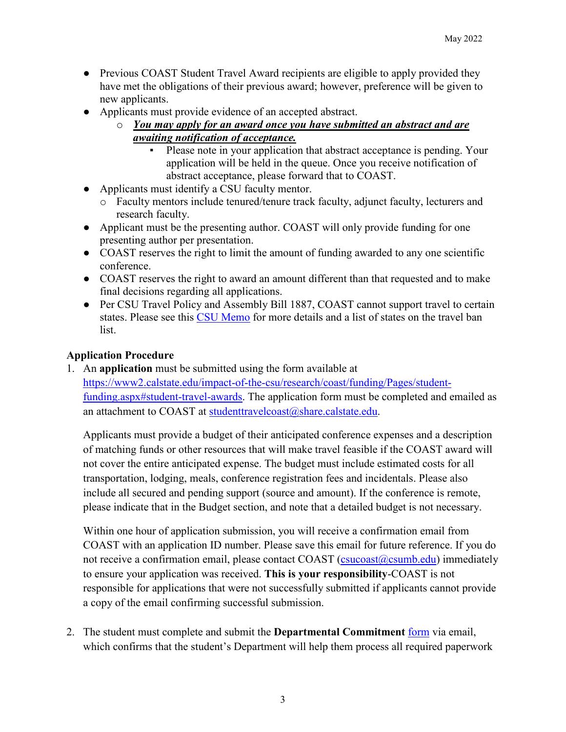- Previous COAST Student Travel Award recipients are eligible to apply provided they have met the obligations of their previous award; however, preference will be given to new applicants.
- Applicants must provide evidence of an accepted abstract.
  - ***You may apply for an award once you have submitted an abstract and are awaiting notification of acceptance.***
    - Please note in your application that abstract acceptance is pending. Your application will be held in the queue. Once you receive notification of abstract acceptance, please forward that to COAST.
- Applicants must identify a CSU faculty mentor.
  - Faculty mentors include tenured/tenure track faculty, adjunct faculty, lecturers and research faculty.
- Applicant must be the presenting author. COAST will only provide funding for one presenting author per presentation.
- COAST reserves the right to limit the amount of funding awarded to any one scientific conference.
- COAST reserves the right to award an amount different than that requested and to make final decisions regarding all applications.
- Per CSU Travel Policy and Assembly Bill 1887, COAST cannot support travel to certain states. Please see this [CSU Memo]() for more details and a list of states on the travel ban list.

**Application Procedure**

1. An **application** must be submitted using the form available at https://www2.calstate.edu/impact-of-the-csu/research/coast/funding/Pages/student-funding.aspx#student-travel-awards. The application form must be completed and emailed as an attachment to COAST at studenttravelcoast@share.calstate.edu.

   Applicants must provide a budget of their anticipated conference expenses and a description of matching funds or other resources that will make travel feasible if the COAST award will not cover the entire anticipated expense. The budget must include estimated costs for all transportation, lodging, meals, conference registration fees and incidentals. Please also include all secured and pending support (source and amount). If the conference is remote, please indicate that in the Budget section, and note that a detailed budget is not necessary.

   Within one hour of application submission, you will receive a confirmation email from COAST with an application ID number. Please save this email for future reference. If you do not receive a confirmation email, please contact COAST (csucoast@csumb.edu) immediately to ensure your application was received. **This is your responsibility**-COAST is not responsible for applications that were not successfully submitted if applicants cannot provide a copy of the email confirming successful submission.

2. The student must complete and submit the **Departmental Commitment** [form]() via email, which confirms that the student's Department will help them process all required paperwork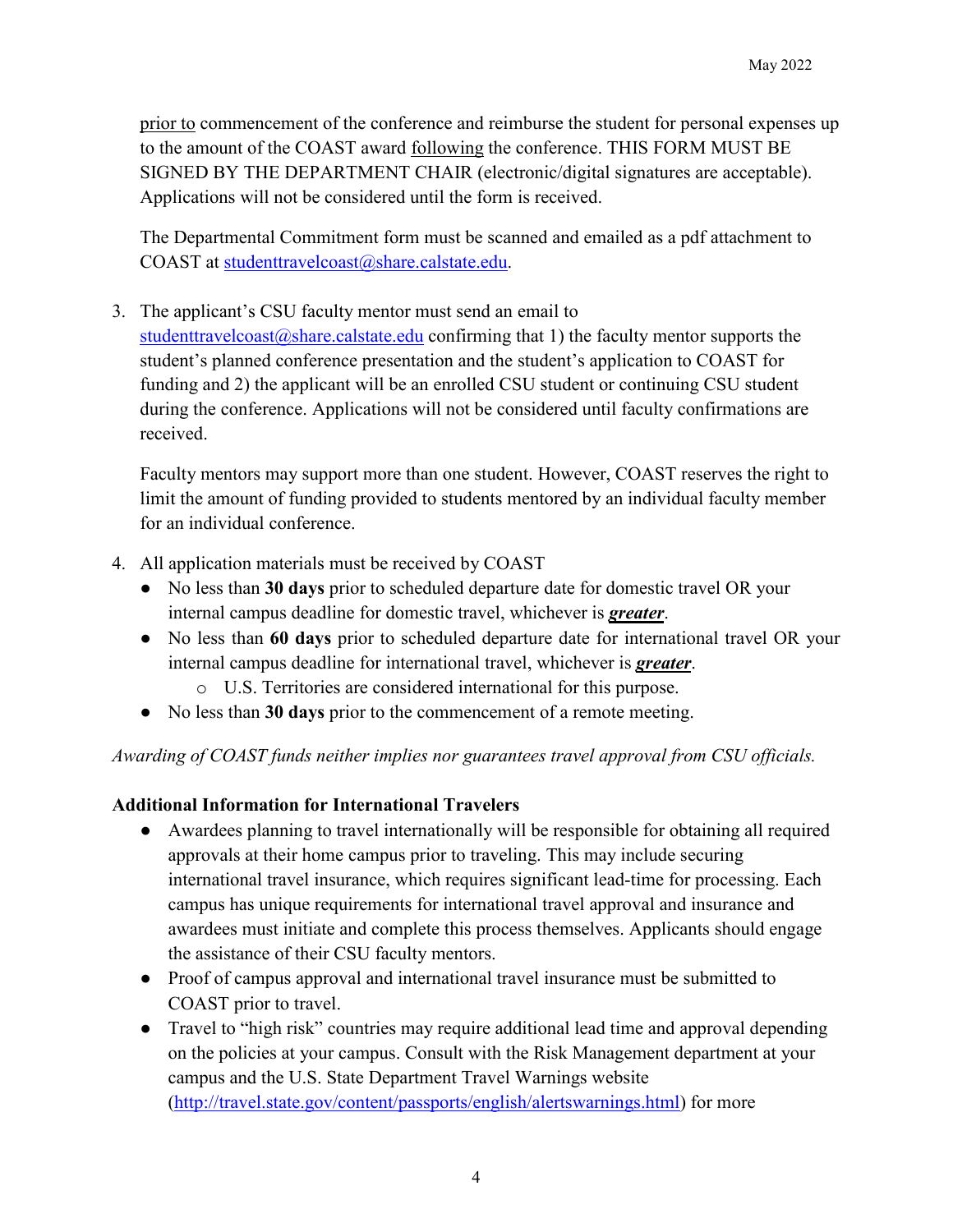prior to commencement of the conference and reimburse the student for personal expenses up to the amount of the COAST award following the conference. THIS FORM MUST BE SIGNED BY THE DEPARTMENT CHAIR (electronic/digital signatures are acceptable). Applications will not be considered until the form is received.

   The Departmental Commitment form must be scanned and emailed as a pdf attachment to COAST at studenttravelcoast@share.calstate.edu.

3. The applicant's CSU faculty mentor must send an email to studenttravelcoast@share.calstate.edu confirming that 1) the faculty mentor supports the student's planned conference presentation and the student's application to COAST for funding and 2) the applicant will be an enrolled CSU student or continuing CSU student during the conference. Applications will not be considered until faculty confirmations are received.

   Faculty mentors may support more than one student. However, COAST reserves the right to limit the amount of funding provided to students mentored by an individual faculty member for an individual conference.

4. All application materials must be received by COAST
   - No less than **30 days** prior to scheduled departure date for domestic travel OR your internal campus deadline for domestic travel, whichever is ***greater***.
   - No less than **60 days** prior to scheduled departure date for international travel OR your internal campus deadline for international travel, whichever is ***greater***.
     - U.S. Territories are considered international for this purpose.
   - No less than **30 days** prior to the commencement of a remote meeting.

*Awarding of COAST funds neither implies nor guarantees travel approval from CSU officials.*

**Additional Information for International Travelers**

- Awardees planning to travel internationally will be responsible for obtaining all required approvals at their home campus prior to traveling. This may include securing international travel insurance, which requires significant lead-time for processing. Each campus has unique requirements for international travel approval and insurance and awardees must initiate and complete this process themselves. Applicants should engage the assistance of their CSU faculty mentors.
- Proof of campus approval and international travel insurance must be submitted to COAST prior to travel.
- Travel to "high risk" countries may require additional lead time and approval depending on the policies at your campus. Consult with the Risk Management department at your campus and the U.S. State Department Travel Warnings website (http://travel.state.gov/content/passports/english/alertswarnings.html) for more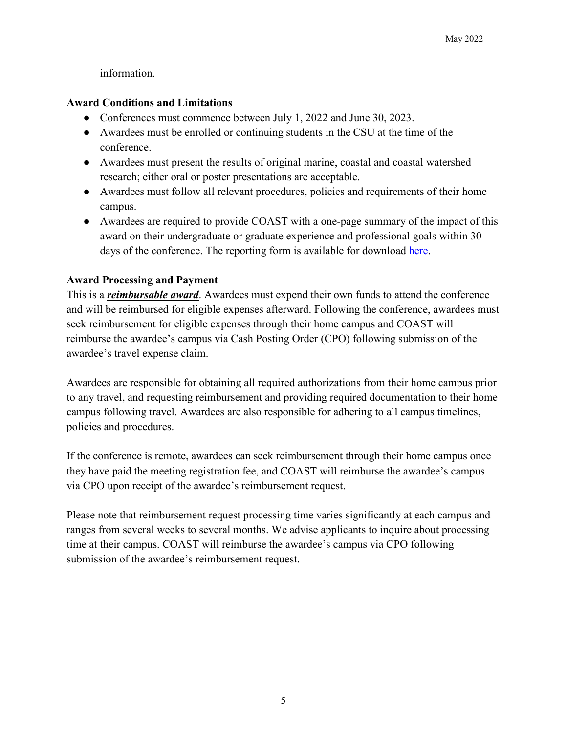information.

**Award Conditions and Limitations**

- Conferences must commence between July 1, 2022 and June 30, 2023.
- Awardees must be enrolled or continuing students in the CSU at the time of the conference.
- Awardees must present the results of original marine, coastal and coastal watershed research; either oral or poster presentations are acceptable.
- Awardees must follow all relevant procedures, policies and requirements of their home campus.
- Awardees are required to provide COAST with a one-page summary of the impact of this award on their undergraduate or graduate experience and professional goals within 30 days of the conference. The reporting form is available for download here.

**Award Processing and Payment**

This is a ***reimbursable award***. Awardees must expend their own funds to attend the conference and will be reimbursed for eligible expenses afterward. Following the conference, awardees must seek reimbursement for eligible expenses through their home campus and COAST will reimburse the awardee's campus via Cash Posting Order (CPO) following submission of the awardee's travel expense claim.

Awardees are responsible for obtaining all required authorizations from their home campus prior to any travel, and requesting reimbursement and providing required documentation to their home campus following travel. Awardees are also responsible for adhering to all campus timelines, policies and procedures.

If the conference is remote, awardees can seek reimbursement through their home campus once they have paid the meeting registration fee, and COAST will reimburse the awardee's campus via CPO upon receipt of the awardee's reimbursement request.

Please note that reimbursement request processing time varies significantly at each campus and ranges from several weeks to several months. We advise applicants to inquire about processing time at their campus. COAST will reimburse the awardee's campus via CPO following submission of the awardee's reimbursement request.